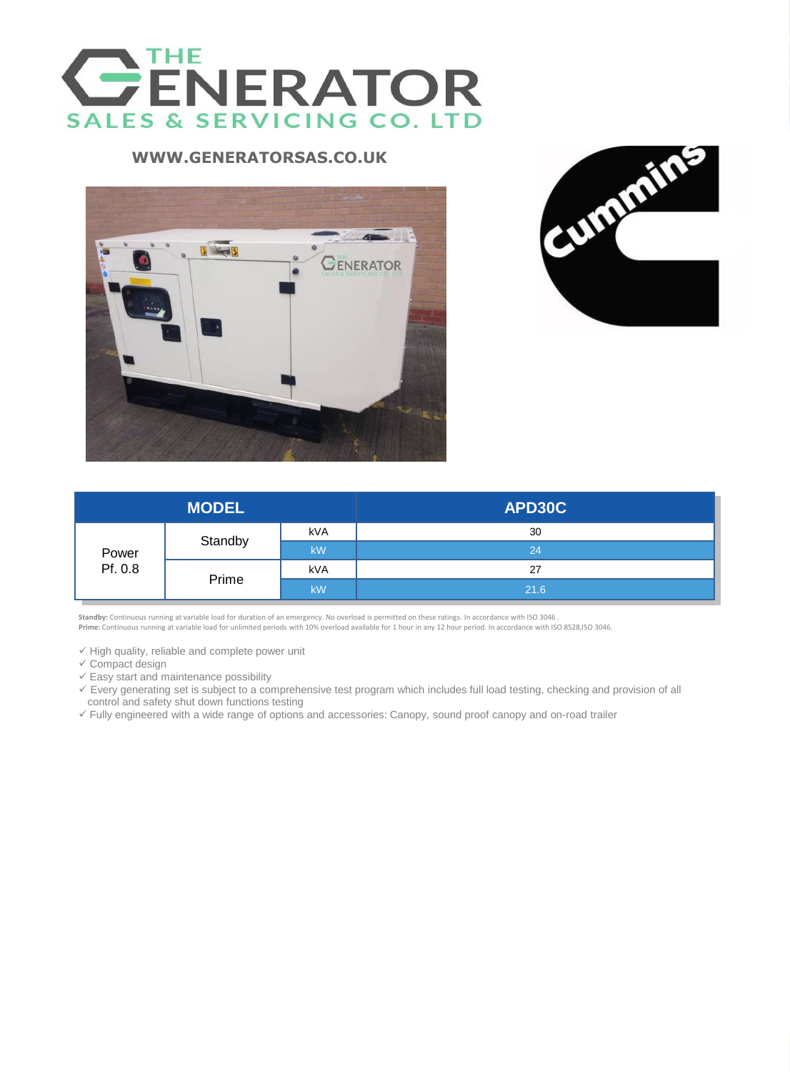# THE GENERATOR SALES & SERVICING CO. LTD

**WWW.GENERATORSAS.CO.UK**

| MODEL | | | APD30C |
|---|---|---|---|
| Power Pf. 0.8 | Standby | kVA | 30 |
| | | kW | 24 |
| | Prime | kVA | 27 |
| | | kW | 21.6 |

**Standby:** Continuous running at variable load for duration of an emergency. No overload is permitted on these ratings. In accordance with ISO 3046 .
**Prime:** Continuous running at variable load for unlimited periods with 10% overload available for 1 hour in any 12 hour period. In accordance with ISO 8528,ISO 3046.

- ✓ High quality, reliable and complete power unit
- ✓ Compact design
- ✓ Easy start and maintenance possibility
- ✓ Every generating set is subject to a comprehensive test program which includes full load testing, checking and provision of all control and safety shut down functions testing
- ✓ Fully engineered with a wide range of options and accessories: Canopy, sound proof canopy and on-road trailer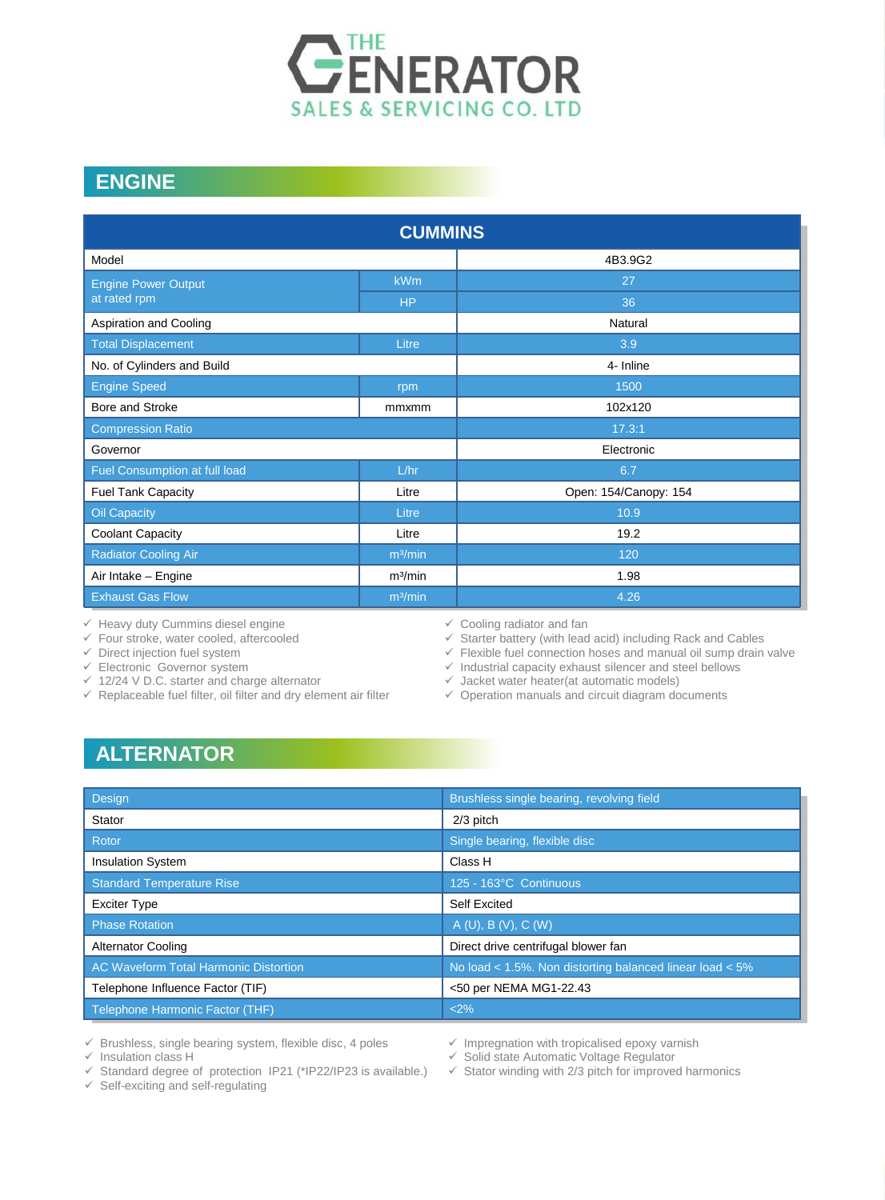## ENGINE

| CUMMINS | | |
|---|---|---|
| Model | | 4B3.9G2 |
| Engine Power Output at rated rpm | kWm | 27 |
| | HP | 36 |
| Aspiration and Cooling | | Natural |
| Total Displacement | Litre | 3.9 |
| No. of Cylinders and Build | | 4- Inline |
| Engine Speed | rpm | 1500 |
| Bore and Stroke | mmxmm | 102x120 |
| Compression Ratio | | 17.3:1 |
| Governor | | Electronic |
| Fuel Consumption at full load | L/hr | 6.7 |
| Fuel Tank Capacity | Litre | Open: 154/Canopy: 154 |
| Oil Capacity | Litre | 10.9 |
| Coolant Capacity | Litre | 19.2 |
| Radiator Cooling Air | m³/min | 120 |
| Air Intake – Engine | m³/min | 1.98 |
| Exhaust Gas Flow | m³/min | 4.26 |

- ✓ Heavy duty Cummins diesel engine
- ✓ Four stroke, water cooled, aftercooled
- ✓ Direct injection fuel system
- ✓ Electronic Governor system
- ✓ 12/24 V D.C. starter and charge alternator
- ✓ Replaceable fuel filter, oil filter and dry element air filter
- ✓ Cooling radiator and fan
- ✓ Starter battery (with lead acid) including Rack and Cables
- ✓ Flexible fuel connection hoses and manual oil sump drain valve
- ✓ Industrial capacity exhaust silencer and steel bellows
- ✓ Jacket water heater(at automatic models)
- ✓ Operation manuals and circuit diagram documents

## ALTERNATOR

| Design | Brushless single bearing, revolving field |
|---|---|
| Stator | 2/3 pitch |
| Rotor | Single bearing, flexible disc |
| Insulation System | Class H |
| Standard Temperature Rise | 125 - 163°C Continuous |
| Exciter Type | Self Excited |
| Phase Rotation | A (U), B (V), C (W) |
| Alternator Cooling | Direct drive centrifugal blower fan |
| AC Waveform Total Harmonic Distortion | No load < 1.5%. Non distorting balanced linear load < 5% |
| Telephone Influence Factor (TIF) | <50 per NEMA MG1-22.43 |
| Telephone Harmonic Factor (THF) | <2% |

- ✓ Brushless, single bearing system, flexible disc, 4 poles
- ✓ Insulation class H
- ✓ Standard degree of protection IP21 (*IP22/IP23 is available.)
- ✓ Self-exciting and self-regulating
- ✓ Impregnation with tropicalised epoxy varnish
- ✓ Solid state Automatic Voltage Regulator
- ✓ Stator winding with 2/3 pitch for improved harmonics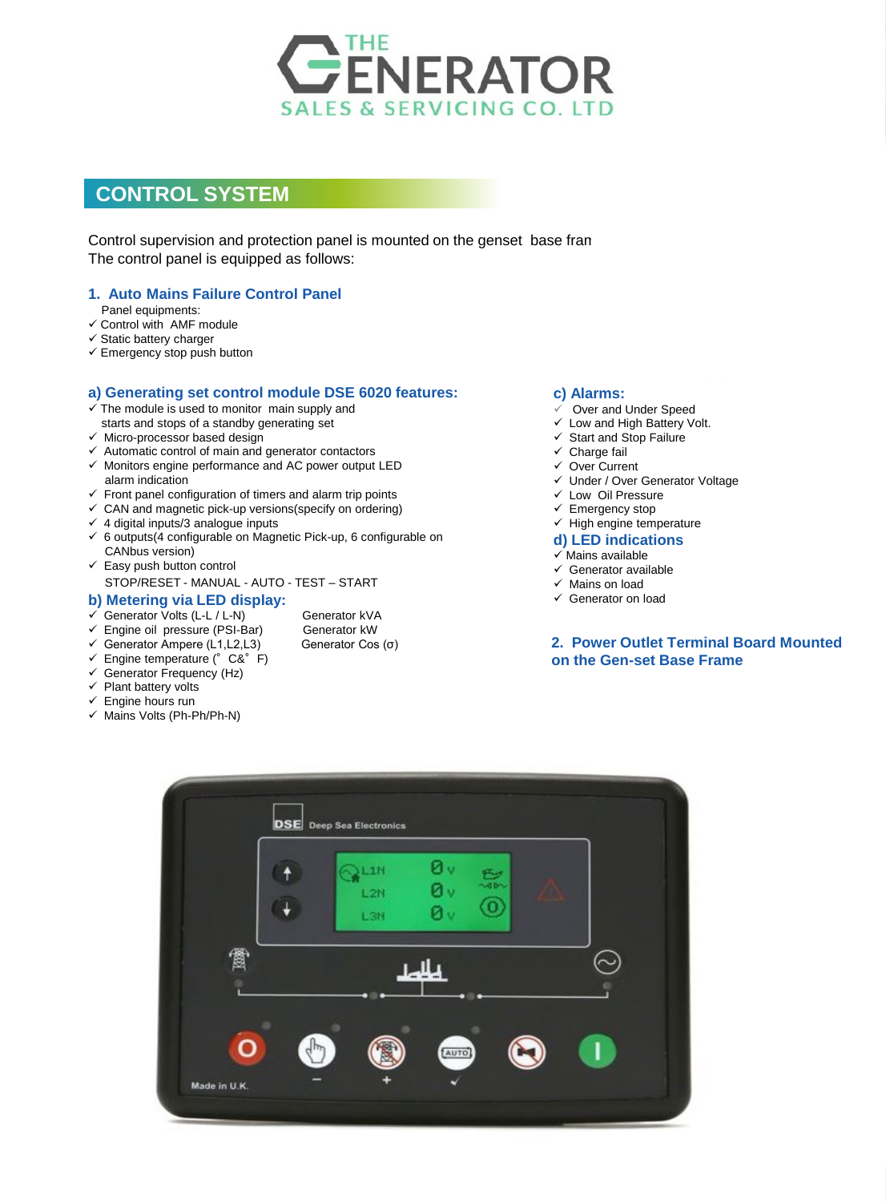THE GENERATOR SALES & SERVICING CO. LTD

## CONTROL SYSTEM

Control supervision and protection panel is mounted on the genset base fran
The control panel is equipped as follows:

### 1. Auto Mains Failure Control Panel

Panel equipments:

- ✓ Control with AMF module
- ✓ Static battery charger
- ✓ Emergency stop push button

### a) Generating set control module DSE 6020 features:

- ✓ The module is used to monitor main supply and starts and stops of a standby generating set
- ✓ Micro-processor based design
- ✓ Automatic control of main and generator contactors
- ✓ Monitors engine performance and AC power output LED alarm indication
- ✓ Front panel configuration of timers and alarm trip points
- ✓ CAN and magnetic pick-up versions(specify on ordering)
- ✓ 4 digital inputs/3 analogue inputs
- ✓ 6 outputs(4 configurable on Magnetic Pick-up, 6 configurable on CANbus version)
- ✓ Easy push button control

  STOP/RESET - MANUAL - AUTO - TEST – START

### b) Metering via LED display:

- ✓ Generator Volts (L-L / L-N)
- ✓ Engine oil pressure (PSI-Bar)
- ✓ Generator Ampere (L1,L2,L3)
- ✓ Engine temperature (° C&° F)
- ✓ Generator Frequency (Hz)
- ✓ Plant battery volts
- ✓ Engine hours run
- ✓ Mains Volts (Ph-Ph/Ph-N)

Generator kVA
Generator kW
Generator Cos (σ)

### c) Alarms:

- ✓ Over and Under Speed
- ✓ Low and High Battery Volt.
- ✓ Start and Stop Failure
- ✓ Charge fail
- ✓ Over Current
- ✓ Under / Over Generator Voltage
- ✓ Low Oil Pressure
- ✓ Emergency stop
- ✓ High engine temperature

### d) LED indications

- ✓ Mains available
- ✓ Generator available
- ✓ Mains on load
- ✓ Generator on load

### 2. Power Outlet Terminal Board Mounted on the Gen-set Base Frame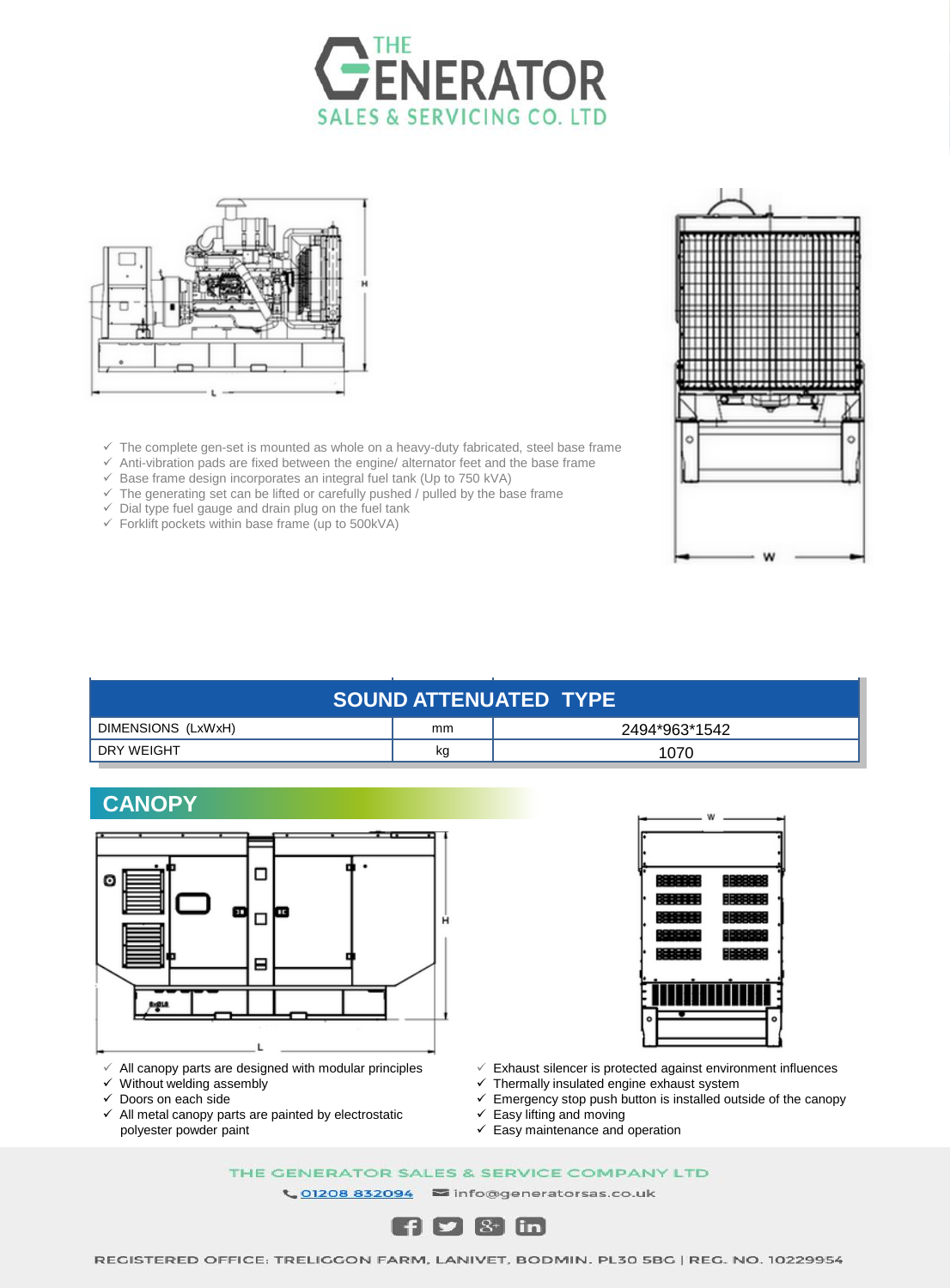# THE GENERATOR SALES & SERVICING CO. LTD

- ✓ The complete gen-set is mounted as whole on a heavy-duty fabricated, steel base frame
- ✓ Anti-vibration pads are fixed between the engine/ alternator feet and the base frame
- ✓ Base frame design incorporates an integral fuel tank (Up to 750 kVA)
- ✓ The generating set can be lifted or carefully pushed / pulled by the base frame
- ✓ Dial type fuel gauge and drain plug on the fuel tank
- ✓ Forklift pockets within base frame (up to 500kVA)

| SOUND ATTENUATED TYPE | | |
|---|---|---|
| DIMENSIONS (LxWxH) | mm | 2494*963*1542 |
| DRY WEIGHT | kg | 1070 |

## CANOPY

- ✓ All canopy parts are designed with modular principles
- ✓ Without welding assembly
- ✓ Doors on each side
- ✓ All metal canopy parts are painted by electrostatic polyester powder paint
- ✓ Exhaust silencer is protected against environment influences
- ✓ Thermally insulated engine exhaust system
- ✓ Emergency stop push button is installed outside of the canopy
- ✓ Easy lifting and moving
- ✓ Easy maintenance and operation

THE GENERATOR SALES & SERVICE COMPANY LTD

01208 832094 info@generatorsas.co.uk

REGISTERED OFFICE: TRELIGGON FARM, LANIVET, BODMIN, PL30 5BG | REG. NO. 10229954